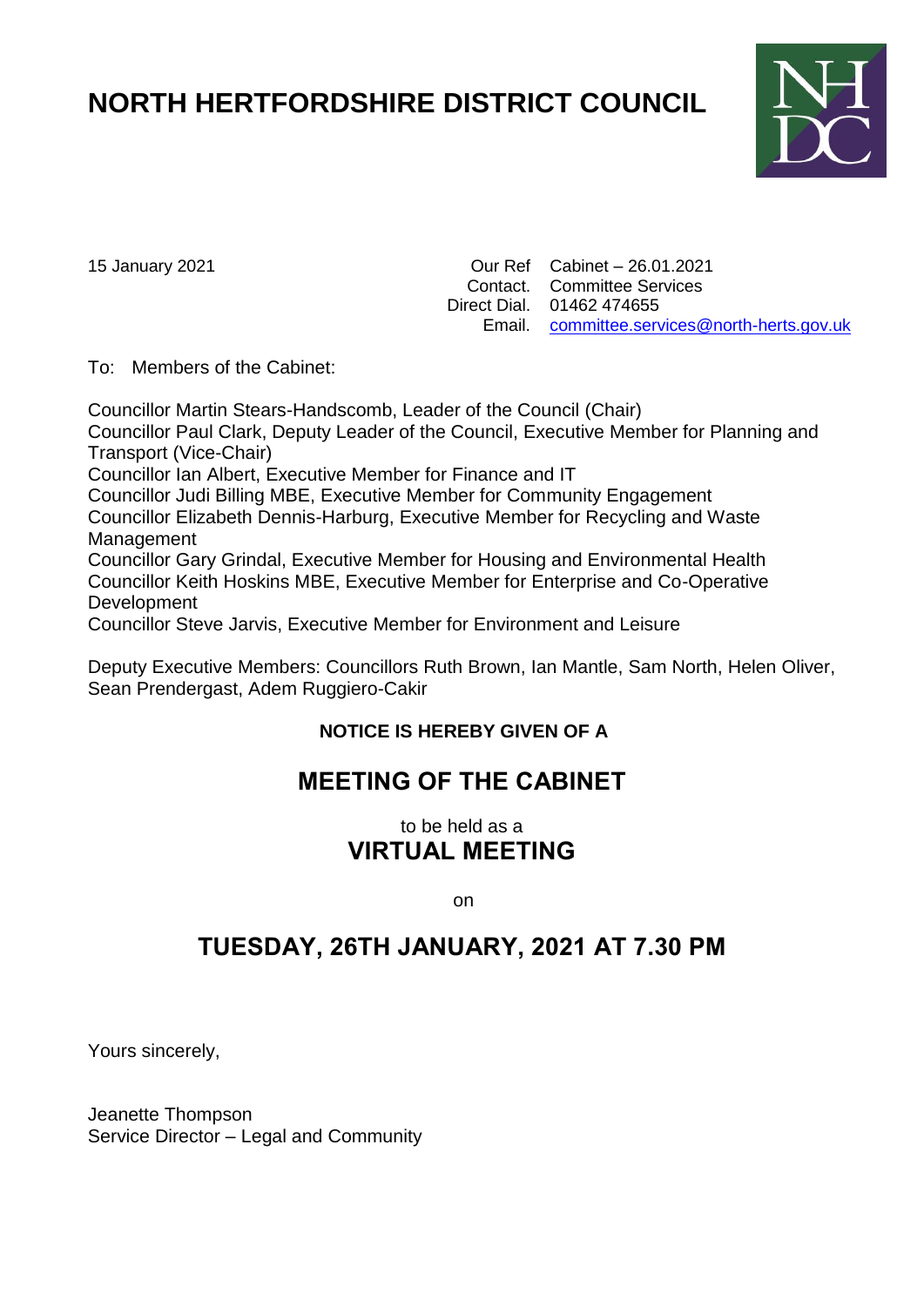# NORTH HERTFORDSHIRE DISTRICT COUNCIL

15 January 2021

Our Ref Cabinet – 26.01.2021
Contact. Committee Services
Direct Dial. 01462 474655
Email. committee.services@north-herts.gov.uk

To: Members of the Cabinet:

Councillor Martin Stears-Handscomb, Leader of the Council (Chair)
Councillor Paul Clark, Deputy Leader of the Council, Executive Member for Planning and Transport (Vice-Chair)
Councillor Ian Albert, Executive Member for Finance and IT
Councillor Judi Billing MBE, Executive Member for Community Engagement
Councillor Elizabeth Dennis-Harburg, Executive Member for Recycling and Waste Management
Councillor Gary Grindal, Executive Member for Housing and Environmental Health
Councillor Keith Hoskins MBE, Executive Member for Enterprise and Co-Operative Development
Councillor Steve Jarvis, Executive Member for Environment and Leisure

Deputy Executive Members: Councillors Ruth Brown, Ian Mantle, Sam North, Helen Oliver, Sean Prendergast, Adem Ruggiero-Cakir

**NOTICE IS HEREBY GIVEN OF A**

## MEETING OF THE CABINET

to be held as a

## VIRTUAL MEETING

on

## TUESDAY, 26TH JANUARY, 2021 AT 7.30 PM

Yours sincerely,

Jeanette Thompson
Service Director – Legal and Community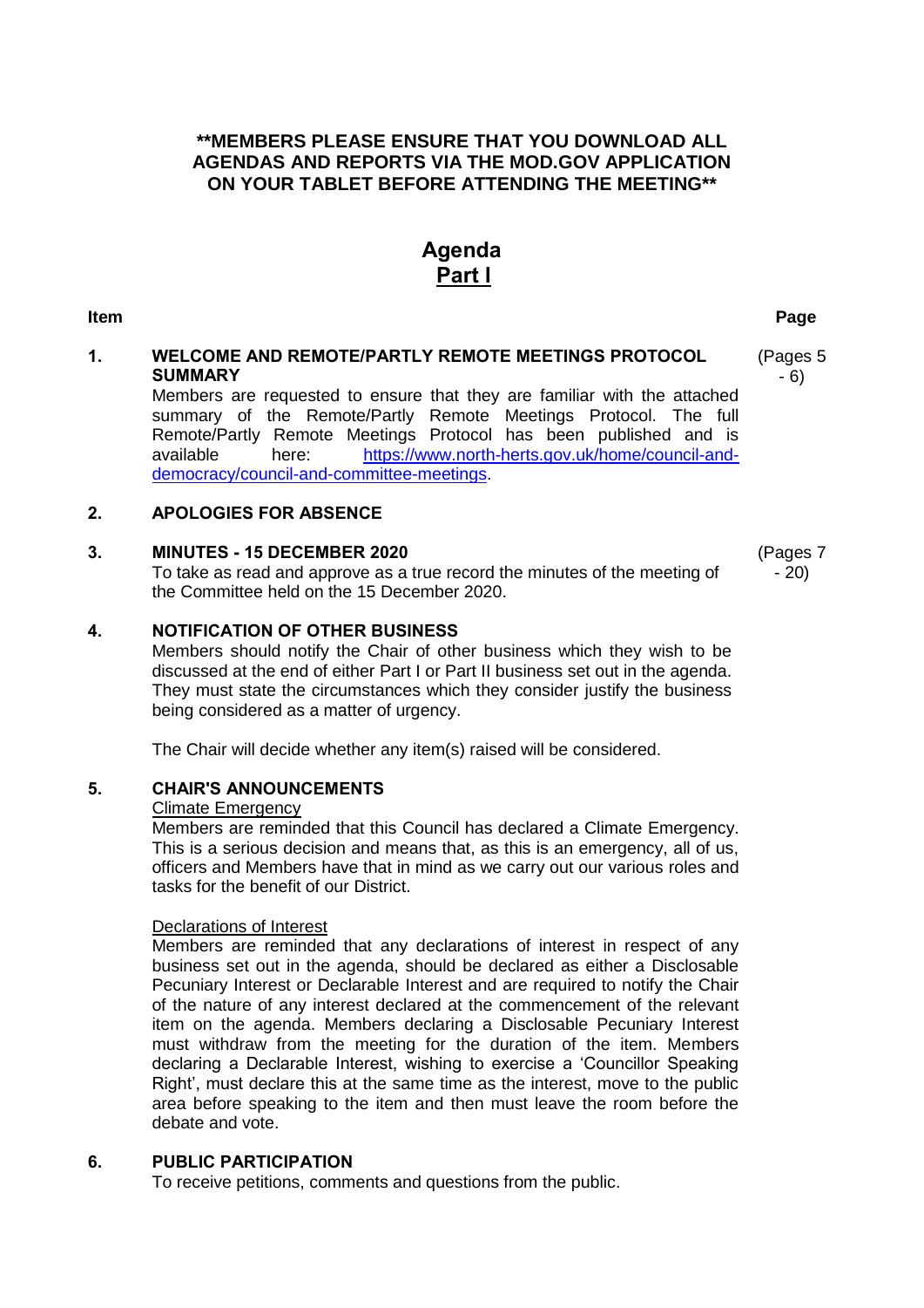**\*\*MEMBERS PLEASE ENSURE THAT YOU DOWNLOAD ALL AGENDAS AND REPORTS VIA THE MOD.GOV APPLICATION ON YOUR TABLET BEFORE ATTENDING THE MEETING\*\***

# Agenda
## Part I

| Item | | Page |
|---|---|---|
| **1.** | **WELCOME AND REMOTE/PARTLY REMOTE MEETINGS PROTOCOL SUMMARY**<br>Members are requested to ensure that they are familiar with the attached summary of the Remote/Partly Remote Meetings Protocol. The full Remote/Partly Remote Meetings Protocol has been published and is available here: https://www.north-herts.gov.uk/home/council-and-democracy/council-and-committee-meetings. | (Pages 5 - 6) |
| **2.** | **APOLOGIES FOR ABSENCE** | |
| **3.** | **MINUTES - 15 DECEMBER 2020**<br>To take as read and approve as a true record the minutes of the meeting of the Committee held on the 15 December 2020. | (Pages 7 - 20) |
| **4.** | **NOTIFICATION OF OTHER BUSINESS**<br>Members should notify the Chair of other business which they wish to be discussed at the end of either Part I or Part II business set out in the agenda. They must state the circumstances which they consider justify the business being considered as a matter of urgency.<br><br>The Chair will decide whether any item(s) raised will be considered. | |
| **5.** | **CHAIR'S ANNOUNCEMENTS**<br>Climate Emergency<br>Members are reminded that this Council has declared a Climate Emergency. This is a serious decision and means that, as this is an emergency, all of us, officers and Members have that in mind as we carry out our various roles and tasks for the benefit of our District.<br><br>Declarations of Interest<br>Members are reminded that any declarations of interest in respect of any business set out in the agenda, should be declared as either a Disclosable Pecuniary Interest or Declarable Interest and are required to notify the Chair of the nature of any interest declared at the commencement of the relevant item on the agenda. Members declaring a Disclosable Pecuniary Interest must withdraw from the meeting for the duration of the item. Members declaring a Declarable Interest, wishing to exercise a 'Councillor Speaking Right', must declare this at the same time as the interest, move to the public area before speaking to the item and then must leave the room before the debate and vote. | |
| **6.** | **PUBLIC PARTICIPATION**<br>To receive petitions, comments and questions from the public. | |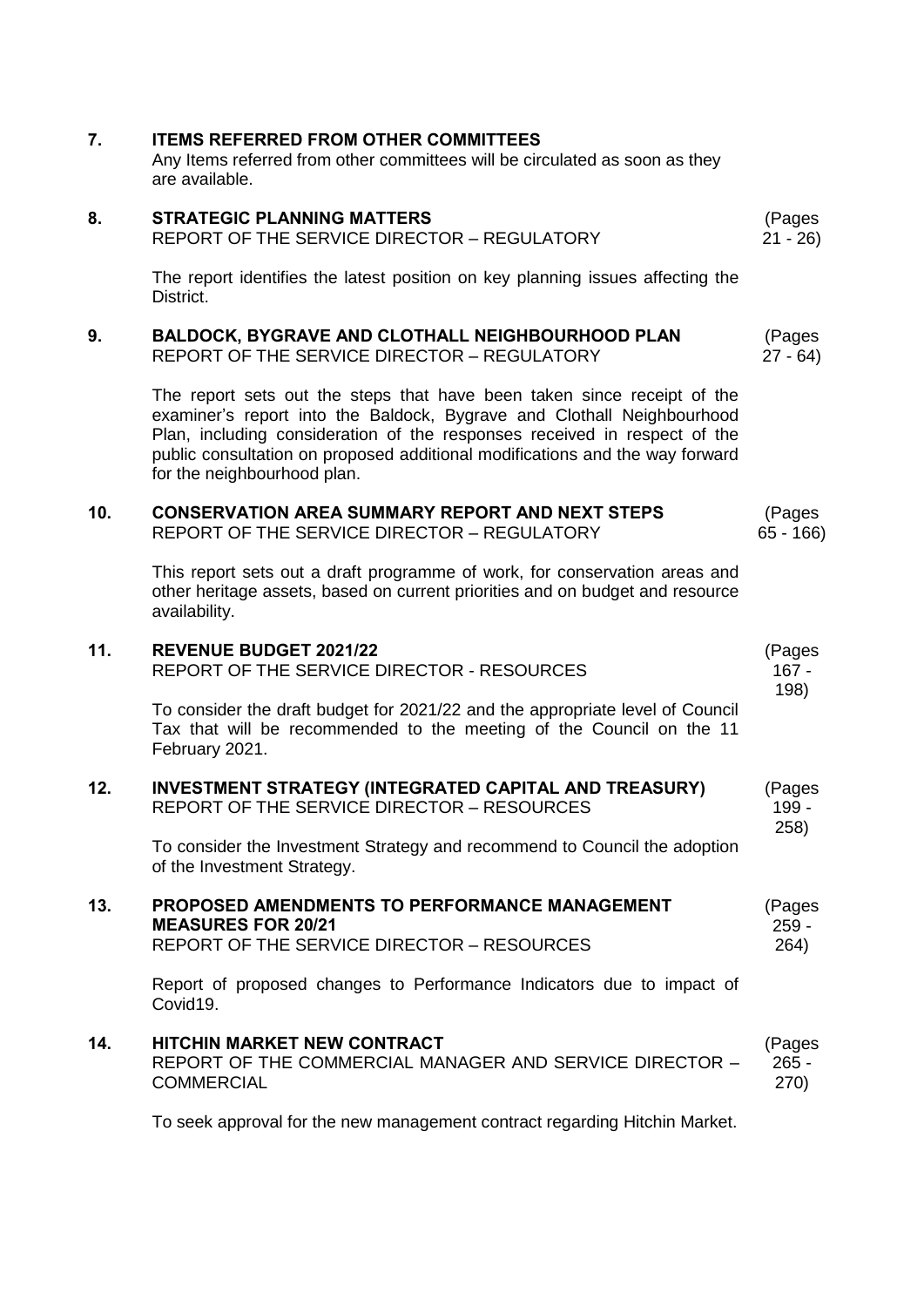**7. ITEMS REFERRED FROM OTHER COMMITTEES**

Any Items referred from other committees will be circulated as soon as they are available.

**8. STRATEGIC PLANNING MATTERS** (Pages 21 - 26)

REPORT OF THE SERVICE DIRECTOR – REGULATORY

The report identifies the latest position on key planning issues affecting the District.

**9. BALDOCK, BYGRAVE AND CLOTHALL NEIGHBOURHOOD PLAN** (Pages 27 - 64)

REPORT OF THE SERVICE DIRECTOR – REGULATORY

The report sets out the steps that have been taken since receipt of the examiner's report into the Baldock, Bygrave and Clothall Neighbourhood Plan, including consideration of the responses received in respect of the public consultation on proposed additional modifications and the way forward for the neighbourhood plan.

**10. CONSERVATION AREA SUMMARY REPORT AND NEXT STEPS** (Pages 65 - 166)

REPORT OF THE SERVICE DIRECTOR – REGULATORY

This report sets out a draft programme of work, for conservation areas and other heritage assets, based on current priorities and on budget and resource availability.

**11. REVENUE BUDGET 2021/22** (Pages 167 - 198)

REPORT OF THE SERVICE DIRECTOR - RESOURCES

To consider the draft budget for 2021/22 and the appropriate level of Council Tax that will be recommended to the meeting of the Council on the 11 February 2021.

**12. INVESTMENT STRATEGY (INTEGRATED CAPITAL AND TREASURY)** (Pages 199 - 258)

REPORT OF THE SERVICE DIRECTOR – RESOURCES

To consider the Investment Strategy and recommend to Council the adoption of the Investment Strategy.

**13. PROPOSED AMENDMENTS TO PERFORMANCE MANAGEMENT MEASURES FOR 20/21** (Pages 259 - 264)

REPORT OF THE SERVICE DIRECTOR – RESOURCES

Report of proposed changes to Performance Indicators due to impact of Covid19.

**14. HITCHIN MARKET NEW CONTRACT** (Pages 265 - 270)

REPORT OF THE COMMERCIAL MANAGER AND SERVICE DIRECTOR – COMMERCIAL

To seek approval for the new management contract regarding Hitchin Market.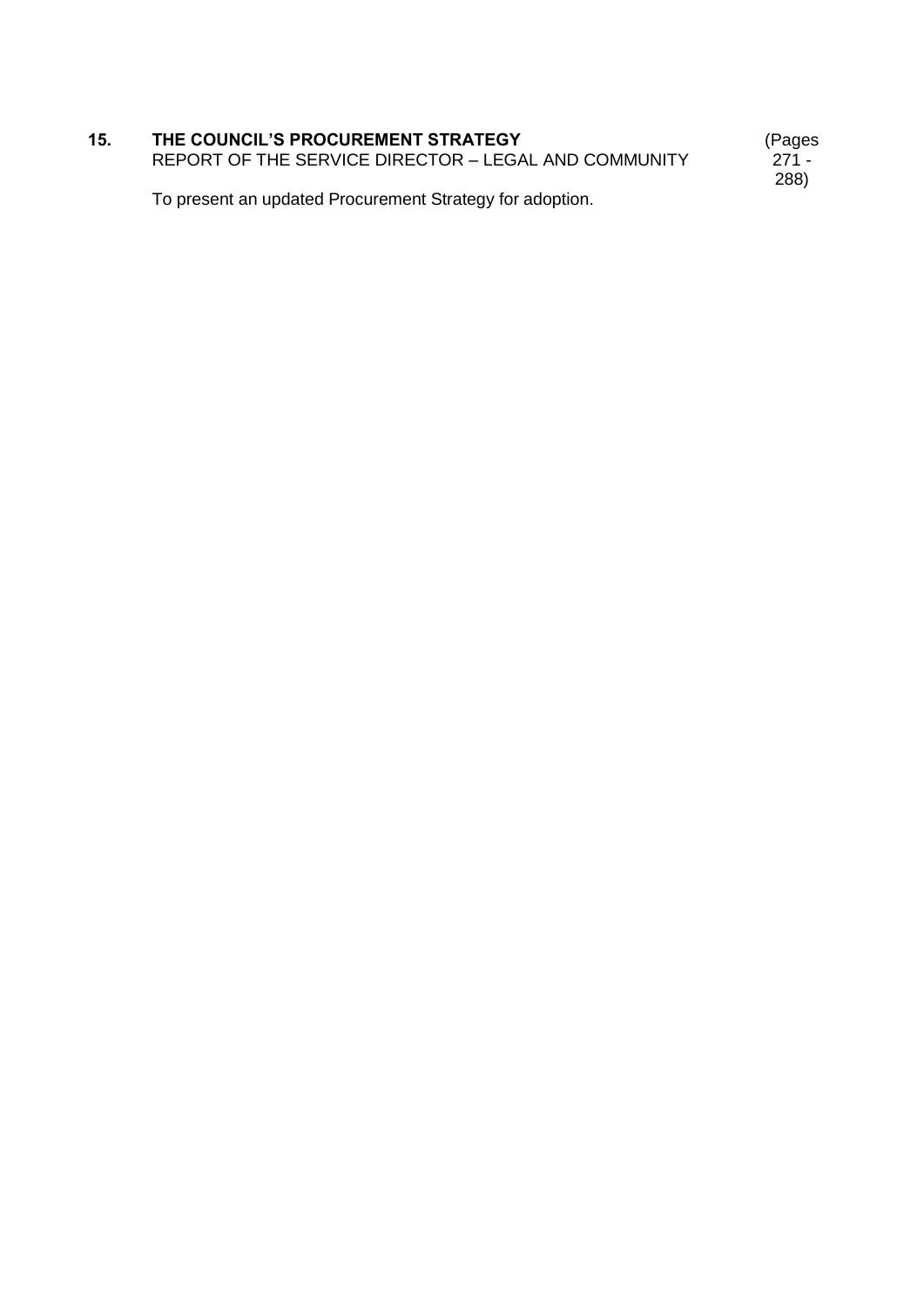**15. THE COUNCIL'S PROCUREMENT STRATEGY** (Pages 271 - 288)

REPORT OF THE SERVICE DIRECTOR – LEGAL AND COMMUNITY

To present an updated Procurement Strategy for adoption.